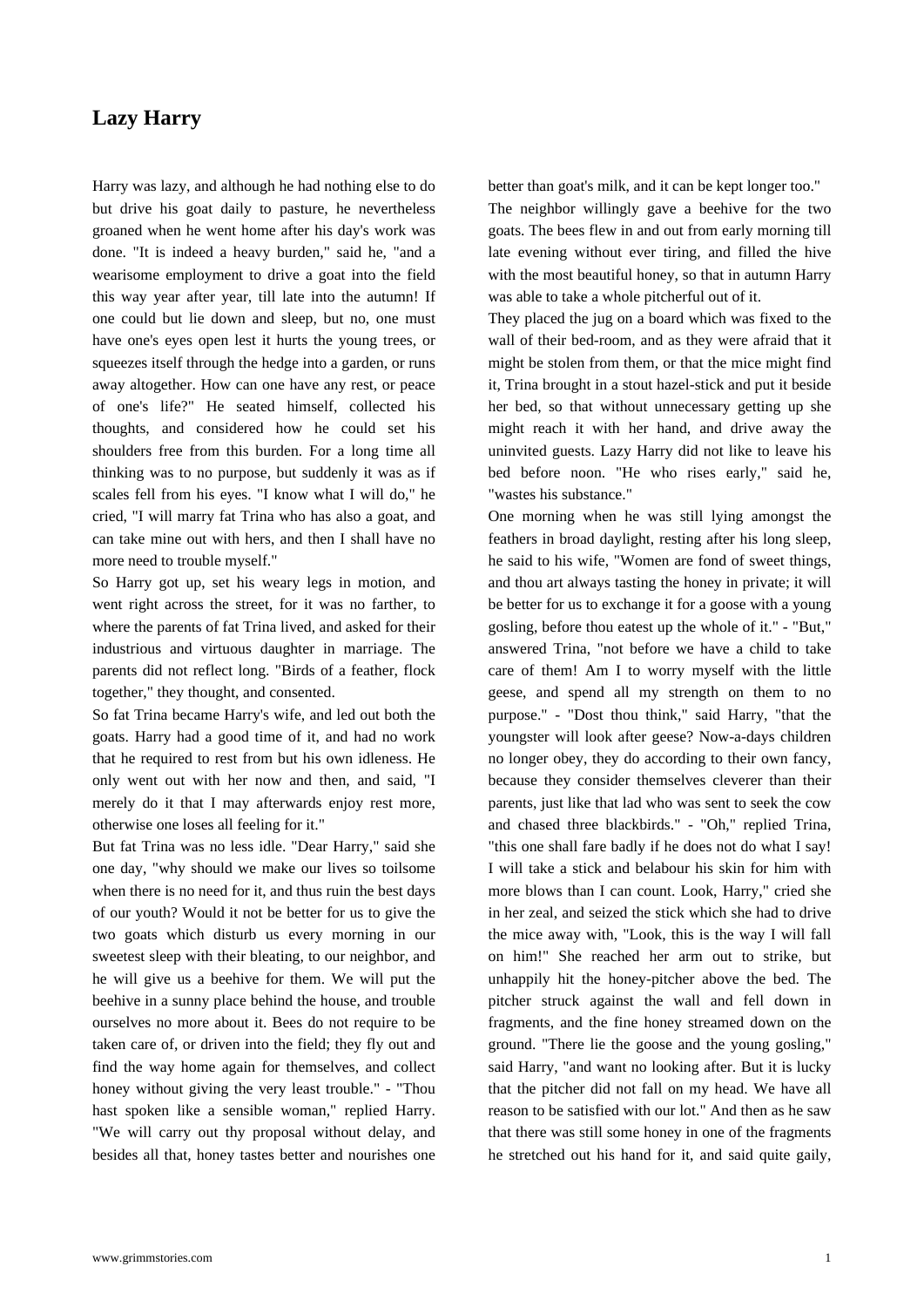## Lazy Harry

Harry was lazy, and although he had nothing else to do but drive his goat daily to pasture, he nevertheless groaned when he went home after his day's work was done. "It is indeed a heavy burden," said he, "and a wearisome employment to drive a goat into the field this way year after year, till late into the autumn! If one could but lie down and sleep, but no, one must have one's eyes open lest it hurts the young trees, or squeezes itself through the hedge into a garden, or runs away altogether. How can one have any rest, or peace of one's life?" He seated himself, collected his thoughts, and considered how he could set his shoulders free from this burden. For a long time all thinking was to no purpose, but suddenly it was as if scales fell from his eyes. "I know what I will do," he cried, "I will marry fat Trina who has also a goat, and can take mine out with hers, and then I shall have no more need to trouble myself."

So Harry got up, set his weary legs in motion, and went right across the street, for it was no farther, to where the parents of fat Trina lived, and asked for their industrious and virtuous daughter in marriage. The parents did not reflect long. "Birds of a feather, flock together," they thought, and consented.

So fat Trina became Harry's wife, and led out both the goats. Harry had a good time of it, and had no work that he required to rest from but his own idleness. He only went out with her now and then, and said, "I merely do it that I may afterwards enjoy rest more, otherwise one loses all feeling for it."

But fat Trina was no less idle. "Dear Harry," said she one day, "why should we make our lives so toilsome when there is no need for it, and thus ruin the best days of our youth? Would it not be better for us to give the two goats which disturb us every morning in our sweetest sleep with their bleating, to our neighbor, and he will give us a beehive for them. We will put the beehive in a sunny place behind the house, and trouble ourselves no more about it. Bees do not require to be taken care of, or driven into the field; they fly out and find the way home again for themselves, and collect honey without giving the very least trouble." - "Thou hast spoken like a sensible woman," replied Harry. "We will carry out thy proposal without delay, and besides all that, honey tastes better and nourishes one better than goat's milk, and it can be kept longer too."

The neighbor willingly gave a beehive for the two goats. The bees flew in and out from early morning till late evening without ever tiring, and filled the hive with the most beautiful honey, so that in autumn Harry was able to take a whole pitcherful out of it.

They placed the jug on a board which was fixed to the wall of their bed-room, and as they were afraid that it might be stolen from them, or that the mice might find it, Trina brought in a stout hazel-stick and put it beside her bed, so that without unnecessary getting up she might reach it with her hand, and drive away the uninvited guests. Lazy Harry did not like to leave his bed before noon. "He who rises early," said he, "wastes his substance."

One morning when he was still lying amongst the feathers in broad daylight, resting after his long sleep, he said to his wife, "Women are fond of sweet things, and thou art always tasting the honey in private; it will be better for us to exchange it for a goose with a young gosling, before thou eatest up the whole of it." - "But," answered Trina, "not before we have a child to take care of them! Am I to worry myself with the little geese, and spend all my strength on them to no purpose." - "Dost thou think," said Harry, "that the youngster will look after geese? Now-a-days children no longer obey, they do according to their own fancy, because they consider themselves cleverer than their parents, just like that lad who was sent to seek the cow and chased three blackbirds." - "Oh," replied Trina, "this one shall fare badly if he does not do what I say! I will take a stick and belabour his skin for him with more blows than I can count. Look, Harry," cried she in her zeal, and seized the stick which she had to drive the mice away with, "Look, this is the way I will fall on him!" She reached her arm out to strike, but unhappily hit the honey-pitcher above the bed. The pitcher struck against the wall and fell down in fragments, and the fine honey streamed down on the ground. "There lie the goose and the young gosling," said Harry, "and want no looking after. But it is lucky that the pitcher did not fall on my head. We have all reason to be satisfied with our lot." And then as he saw that there was still some honey in one of the fragments he stretched out his hand for it, and said quite gaily,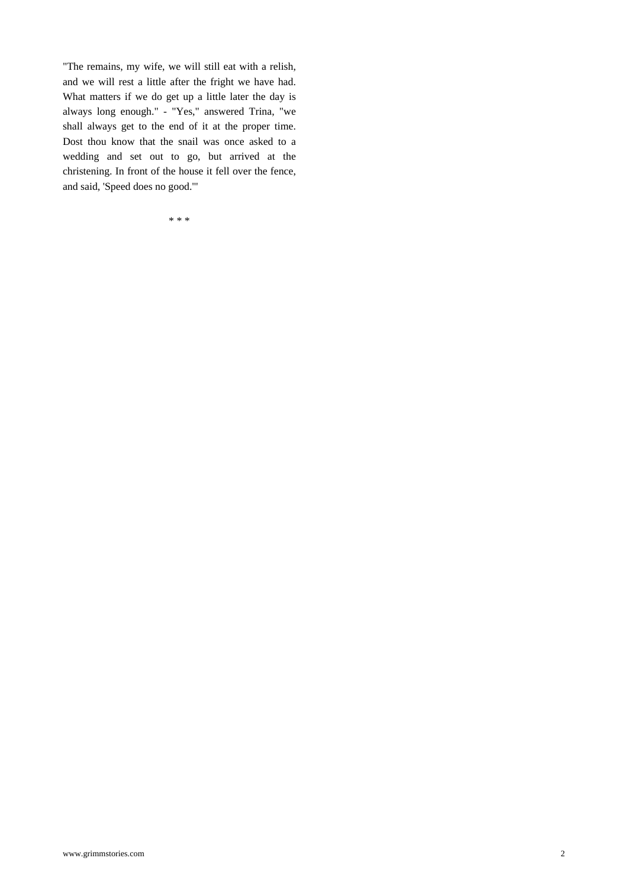"The remains, my wife, we will still eat with a relish, and we will rest a little after the fright we have had. What matters if we do get up a little later the day is always long enough." - "Yes," answered Trina, "we shall always get to the end of it at the proper time. Dost thou know that the snail was once asked to a wedding and set out to go, but arrived at the christening. In front of the house it fell over the fence, and said, 'Speed does no good.'"

* * *